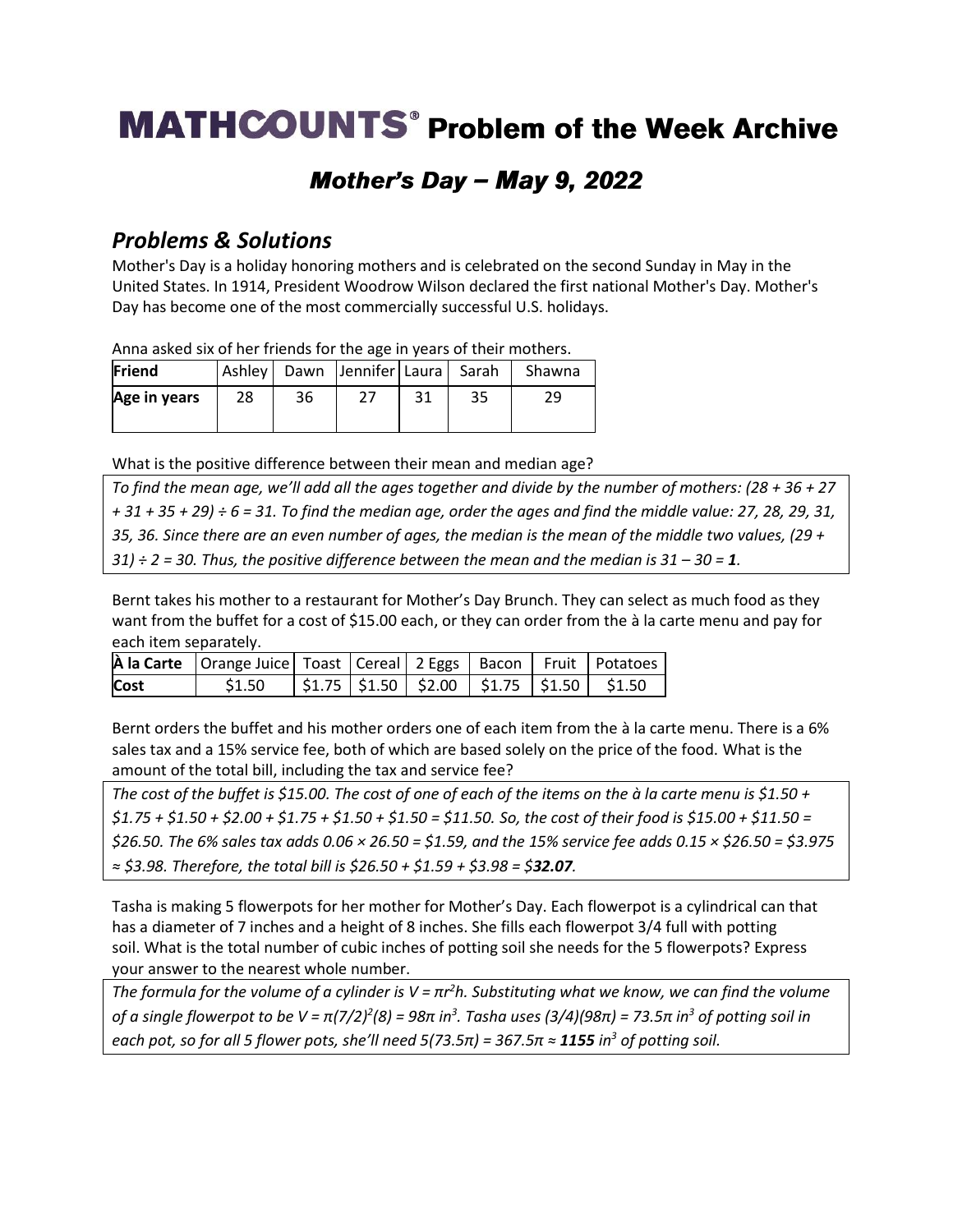# MATHCOUNTS® Problem of the Week Archive

## *Mother's Day – May 9, 2022*

## *Problems & Solutions*

Mother's Day is a holiday honoring mothers and is celebrated on the second Sunday in May in the United States. In 1914, President Woodrow Wilson declared the first national Mother's Day. Mother's Day has become one of the most commercially successful U.S. holidays.

Anna asked six of her friends for the age in years of their mothers.

| **Friend** | Ashley | Dawn | Jennifer | Laura | Sarah | Shawna |
|---|---|---|---|---|---|---|
| **Age in years** | 28 | 36 | 27 | 31 | 35 | 29 |

What is the positive difference between their mean and median age?

*To find the mean age, we'll add all the ages together and divide by the number of mothers: (28 + 36 + 27 + 31 + 35 + 29) ÷ 6 = 31. To find the median age, order the ages and find the middle value: 27, 28, 29, 31, 35, 36. Since there are an even number of ages, the median is the mean of the middle two values, (29 + 31) ÷ 2 = 30. Thus, the positive difference between the mean and the median is 31 – 30 =* ***1****.*

Bernt takes his mother to a restaurant for Mother's Day Brunch. They can select as much food as they want from the buffet for a cost of \$15.00 each, or they can order from the à la carte menu and pay for each item separately.

| **À la Carte** | Orange Juice | Toast | Cereal | 2 Eggs | Bacon | Fruit | Potatoes |
|---|---|---|---|---|---|---|---|
| **Cost** | \$1.50 | \$1.75 | \$1.50 | \$2.00 | \$1.75 | \$1.50 | \$1.50 |

Bernt orders the buffet and his mother orders one of each item from the à la carte menu. There is a 6% sales tax and a 15% service fee, both of which are based solely on the price of the food. What is the amount of the total bill, including the tax and service fee?

*The cost of the buffet is \$15.00. The cost of one of each of the items on the à la carte menu is \$1.50 + \$1.75 + \$1.50 + \$2.00 + \$1.75 + \$1.50 + \$1.50 = \$11.50. So, the cost of their food is \$15.00 + \$11.50 = \$26.50. The 6% sales tax adds 0.06 × 26.50 = \$1.59, and the 15% service fee adds 0.15 × \$26.50 = \$3.975 ≈ \$3.98. Therefore, the total bill is \$26.50 + \$1.59 + \$3.98 = \$**32.07**.*

Tasha is making 5 flowerpots for her mother for Mother's Day. Each flowerpot is a cylindrical can that has a diameter of 7 inches and a height of 8 inches. She fills each flowerpot 3/4 full with potting soil. What is the total number of cubic inches of potting soil she needs for the 5 flowerpots? Express your answer to the nearest whole number.

*The formula for the volume of a cylinder is $V = \pi r^2 h$. Substituting what we know, we can find the volume of a single flowerpot to be $V = \pi(7/2)^2(8) = 98\pi$ in$^3$. Tasha uses $(3/4)(98\pi) = 73.5\pi$ in$^3$ of potting soil in each pot, so for all 5 flower pots, she'll need $5(73.5\pi) = 367.5\pi \approx$ **1155** in$^3$ of potting soil.*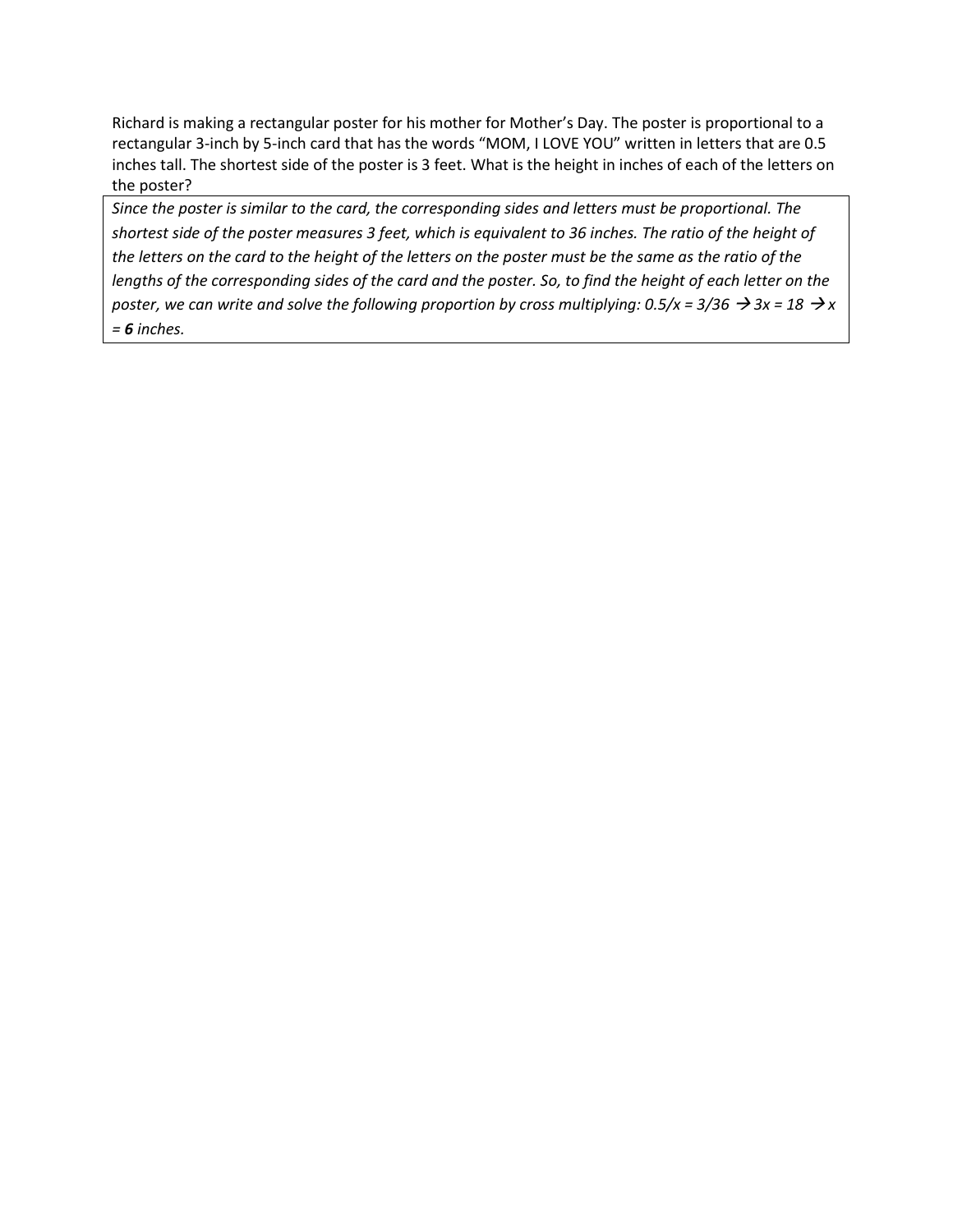Richard is making a rectangular poster for his mother for Mother's Day. The poster is proportional to a rectangular 3-inch by 5-inch card that has the words "MOM, I LOVE YOU" written in letters that are 0.5 inches tall. The shortest side of the poster is 3 feet. What is the height in inches of each of the letters on the poster?

*Since the poster is similar to the card, the corresponding sides and letters must be proportional. The shortest side of the poster measures 3 feet, which is equivalent to 36 inches. The ratio of the height of the letters on the card to the height of the letters on the poster must be the same as the ratio of the lengths of the corresponding sides of the card and the poster. So, to find the height of each letter on the poster, we can write and solve the following proportion by cross multiplying:* $0.5/x = 3/36 \rightarrow 3x = 18 \rightarrow x = \mathbf{6}$ *inches.*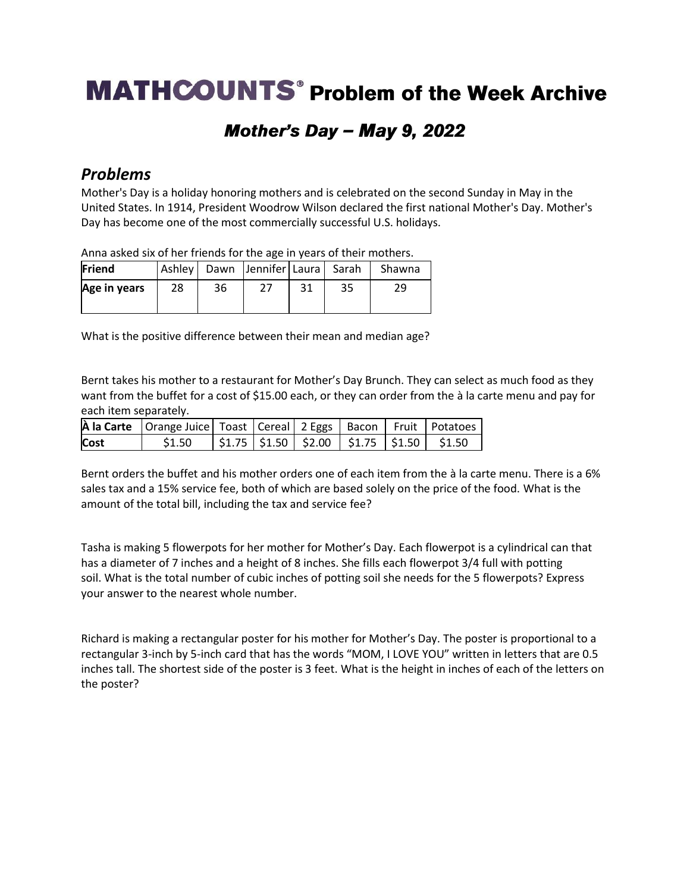# MATHCOUNTS® Problem of the Week Archive

## *Mother's Day – May 9, 2022*

## *Problems*

Mother's Day is a holiday honoring mothers and is celebrated on the second Sunday in May in the United States. In 1914, President Woodrow Wilson declared the first national Mother's Day. Mother's Day has become one of the most commercially successful U.S. holidays.

Anna asked six of her friends for the age in years of their mothers.

| **Friend** | Ashley | Dawn | Jennifer | Laura | Sarah | Shawna |
|---|---|---|---|---|---|---|
| **Age in years** | 28 | 36 | 27 | 31 | 35 | 29 |

What is the positive difference between their mean and median age?

Bernt takes his mother to a restaurant for Mother's Day Brunch. They can select as much food as they want from the buffet for a cost of \$15.00 each, or they can order from the à la carte menu and pay for each item separately.

| **À la Carte** | Orange Juice | Toast | Cereal | 2 Eggs | Bacon | Fruit | Potatoes |
|---|---|---|---|---|---|---|---|
| **Cost** | \$1.50 | \$1.75 | \$1.50 | \$2.00 | \$1.75 | \$1.50 | \$1.50 |

Bernt orders the buffet and his mother orders one of each item from the à la carte menu. There is a 6% sales tax and a 15% service fee, both of which are based solely on the price of the food. What is the amount of the total bill, including the tax and service fee?

Tasha is making 5 flowerpots for her mother for Mother's Day. Each flowerpot is a cylindrical can that has a diameter of 7 inches and a height of 8 inches. She fills each flowerpot 3/4 full with potting soil. What is the total number of cubic inches of potting soil she needs for the 5 flowerpots? Express your answer to the nearest whole number.

Richard is making a rectangular poster for his mother for Mother's Day. The poster is proportional to a rectangular 3-inch by 5-inch card that has the words "MOM, I LOVE YOU" written in letters that are 0.5 inches tall. The shortest side of the poster is 3 feet. What is the height in inches of each of the letters on the poster?